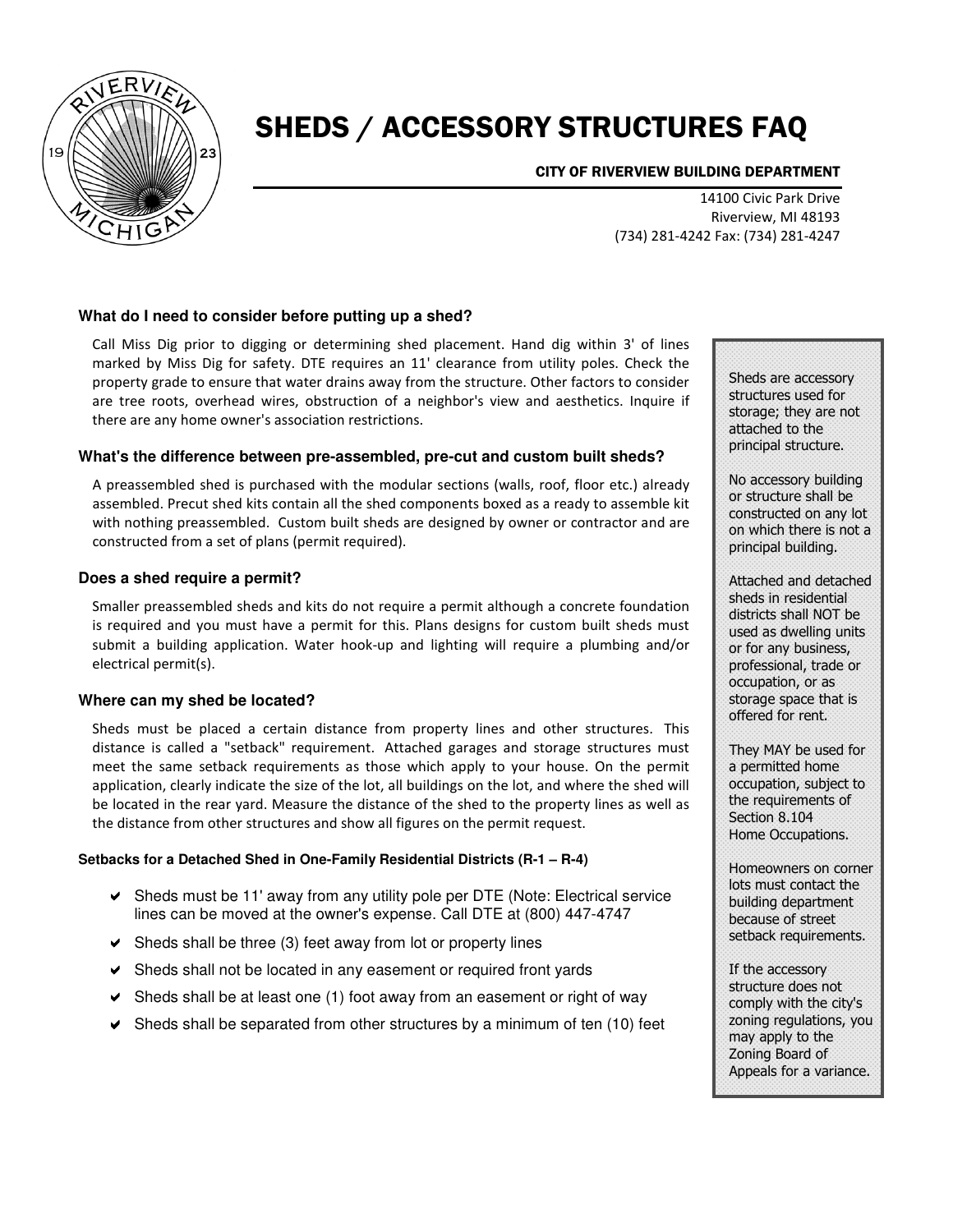# SHEDS / ACCESSORY STRUCTURES FAQ

**CITY OF RIVERVIEW BUILDING DEPARTMENT**

14100 Civic Park Drive
Riverview, MI 48193
(734) 281-4242 Fax: (734) 281-4247

### What do I need to consider before putting up a shed?

Call Miss Dig prior to digging or determining shed placement. Hand dig within 3' of lines marked by Miss Dig for safety. DTE requires an 11' clearance from utility poles. Check the property grade to ensure that water drains away from the structure. Other factors to consider are tree roots, overhead wires, obstruction of a neighbor's view and aesthetics. Inquire if there are any home owner's association restrictions.

### What's the difference between pre-assembled, pre-cut and custom built sheds?

A preassembled shed is purchased with the modular sections (walls, roof, floor etc.) already assembled. Precut shed kits contain all the shed components boxed as a ready to assemble kit with nothing preassembled. Custom built sheds are designed by owner or contractor and are constructed from a set of plans (permit required).

### Does a shed require a permit?

Smaller preassembled sheds and kits do not require a permit although a concrete foundation is required and you must have a permit for this. Plans designs for custom built sheds must submit a building application. Water hook-up and lighting will require a plumbing and/or electrical permit(s).

### Where can my shed be located?

Sheds must be placed a certain distance from property lines and other structures. This distance is called a "setback" requirement. Attached garages and storage structures must meet the same setback requirements as those which apply to your house. On the permit application, clearly indicate the size of the lot, all buildings on the lot, and where the shed will be located in the rear yard. Measure the distance of the shed to the property lines as well as the distance from other structures and show all figures on the permit request.

#### Setbacks for a Detached Shed in One-Family Residential Districts (R-1 – R-4)

- Sheds must be 11' away from any utility pole per DTE (Note: Electrical service lines can be moved at the owner's expense. Call DTE at (800) 447-4747
- Sheds shall be three (3) feet away from lot or property lines
- Sheds shall not be located in any easement or required front yards
- Sheds shall be at least one (1) foot away from an easement or right of way
- Sheds shall be separated from other structures by a minimum of ten (10) feet

---

Sheds are accessory structures used for storage; they are not attached to the principal structure.

No accessory building or structure shall be constructed on any lot on which there is not a principal building.

Attached and detached sheds in residential districts shall NOT be used as dwelling units or for any business, professional, trade or occupation, or as storage space that is offered for rent.

They MAY be used for a permitted home occupation, subject to the requirements of Section 8.104 Home Occupations.

Homeowners on corner lots must contact the building department because of street setback requirements.

If the accessory structure does not comply with the city's zoning regulations, you may apply to the Zoning Board of Appeals for a variance.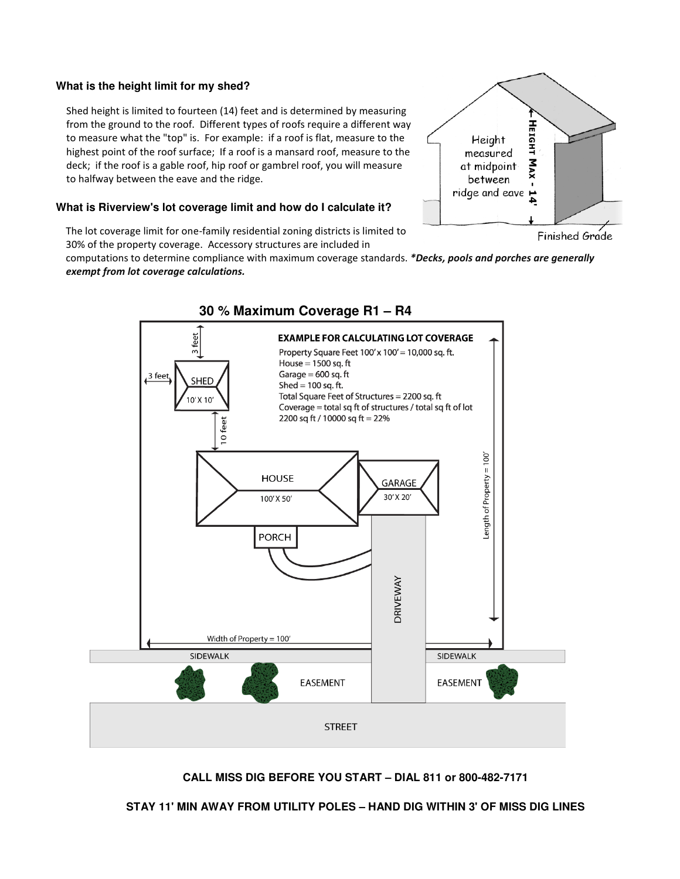### What is the height limit for my shed?

Shed height is limited to fourteen (14) feet and is determined by measuring from the ground to the roof. Different types of roofs require a different way to measure what the "top" is. For example: if a roof is flat, measure to the highest point of the roof surface; If a roof is a mansard roof, measure to the deck; if the roof is a gable roof, hip roof or gambrel roof, you will measure to halfway between the eave and the ridge.

Height measured at midpoint between ridge and eave

HEIGHT MAX - 14'

Finished Grade

### What is Riverview's lot coverage limit and how do I calculate it?

The lot coverage limit for one-family residential zoning districts is limited to 30% of the property coverage. Accessory structures are included in computations to determine compliance with maximum coverage standards. ***Decks, pools and porches are generally exempt from lot coverage calculations.***

## 30 % Maximum Coverage R1 – R4

**EXAMPLE FOR CALCULATING LOT COVERAGE**

Property Square Feet 100' x 100' = 10,000 sq. ft.
House = 1500 sq. ft
Garage = 600 sq. ft
Shed = 100 sq. ft.
Total Square Feet of Structures = 2200 sq. ft
Coverage = total sq ft of structures / total sq ft of lot
2200 sq ft / 10000 sq ft = 22%

3 feet

3 feet

SHED
10' X 10'

10 feet

HOUSE
100' X 50'

GARAGE
30' X 20'

PORCH

DRIVEWAY

Length of Property = 100'

Width of Property = 100'

SIDEWALK

SIDEWALK

EASEMENT

EASEMENT

STREET

**CALL MISS DIG BEFORE YOU START – DIAL 811 or 800-482-7171**

**STAY 11' MIN AWAY FROM UTILITY POLES – HAND DIG WITHIN 3' OF MISS DIG LINES**